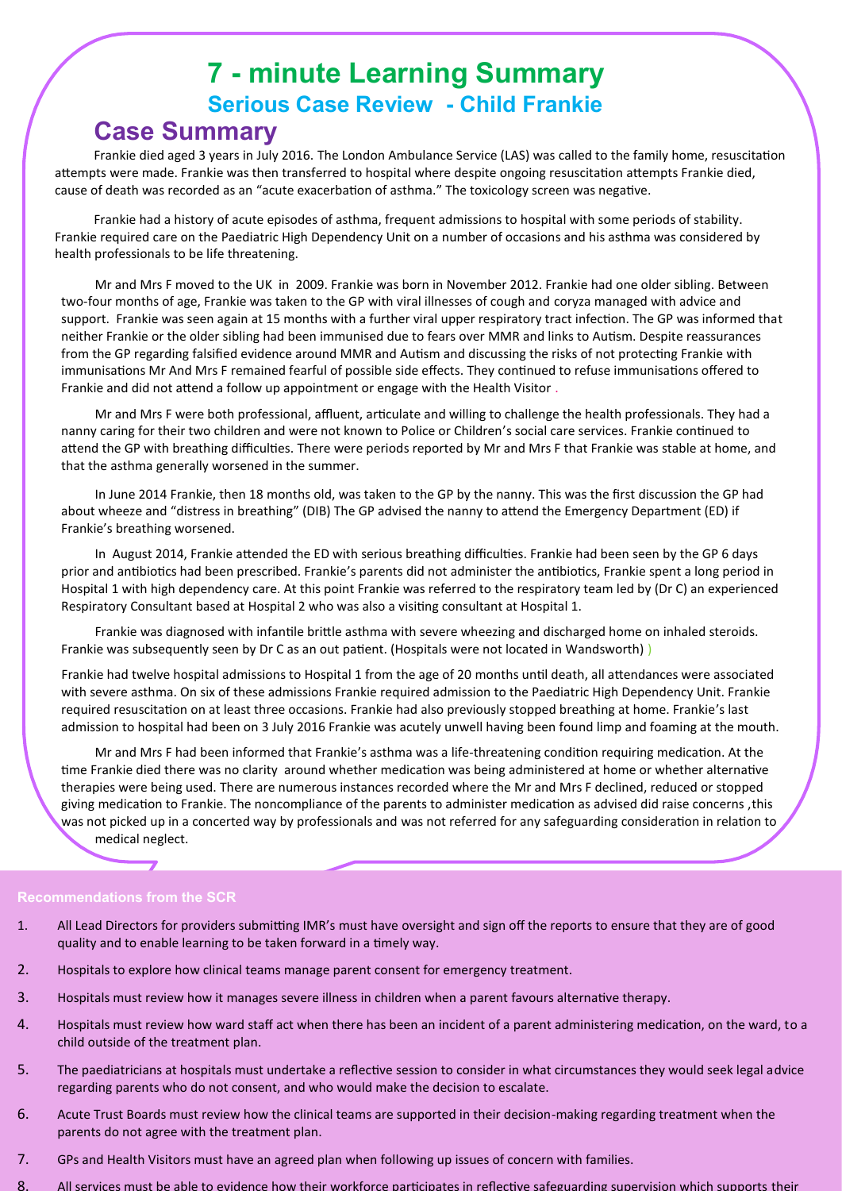# 7 - minute Learning Summary

## Serious Case Review - Child Frankie

## Case Summary

Frankie died aged 3 years in July 2016. The London Ambulance Service (LAS) was called to the family home, resuscitation attempts were made. Frankie was then transferred to hospital where despite ongoing resuscitation attempts Frankie died, cause of death was recorded as an "acute exacerbation of asthma." The toxicology screen was negative.

Frankie had a history of acute episodes of asthma, frequent admissions to hospital with some periods of stability. Frankie required care on the Paediatric High Dependency Unit on a number of occasions and his asthma was considered by health professionals to be life threatening.

Mr and Mrs F moved to the UK in 2009. Frankie was born in November 2012. Frankie had one older sibling. Between two-four months of age, Frankie was taken to the GP with viral illnesses of cough and coryza managed with advice and support. Frankie was seen again at 15 months with a further viral upper respiratory tract infection. The GP was informed that neither Frankie or the older sibling had been immunised due to fears over MMR and links to Autism. Despite reassurances from the GP regarding falsified evidence around MMR and Autism and discussing the risks of not protecting Frankie with immunisations Mr And Mrs F remained fearful of possible side effects. They continued to refuse immunisations offered to Frankie and did not attend a follow up appointment or engage with the Health Visitor .

Mr and Mrs F were both professional, affluent, articulate and willing to challenge the health professionals. They had a nanny caring for their two children and were not known to Police or Children's social care services. Frankie continued to attend the GP with breathing difficulties. There were periods reported by Mr and Mrs F that Frankie was stable at home, and that the asthma generally worsened in the summer.

In June 2014 Frankie, then 18 months old, was taken to the GP by the nanny. This was the first discussion the GP had about wheeze and "distress in breathing" (DIB) The GP advised the nanny to attend the Emergency Department (ED) if Frankie's breathing worsened.

In August 2014, Frankie attended the ED with serious breathing difficulties. Frankie had been seen by the GP 6 days prior and antibiotics had been prescribed. Frankie's parents did not administer the antibiotics, Frankie spent a long period in Hospital 1 with high dependency care. At this point Frankie was referred to the respiratory team led by (Dr C) an experienced Respiratory Consultant based at Hospital 2 who was also a visiting consultant at Hospital 1.

Frankie was diagnosed with infantile brittle asthma with severe wheezing and discharged home on inhaled steroids. Frankie was subsequently seen by Dr C as an out patient. (Hospitals were not located in Wandsworth) )

Frankie had twelve hospital admissions to Hospital 1 from the age of 20 months until death, all attendances were associated with severe asthma. On six of these admissions Frankie required admission to the Paediatric High Dependency Unit. Frankie required resuscitation on at least three occasions. Frankie had also previously stopped breathing at home. Frankie's last admission to hospital had been on 3 July 2016 Frankie was acutely unwell having been found limp and foaming at the mouth.

Mr and Mrs F had been informed that Frankie's asthma was a life-threatening condition requiring medication. At the time Frankie died there was no clarity around whether medication was being administered at home or whether alternative therapies were being used. There are numerous instances recorded where the Mr and Mrs F declined, reduced or stopped giving medication to Frankie. The noncompliance of the parents to administer medication as advised did raise concerns ,this was not picked up in a concerted way by professionals and was not referred for any safeguarding consideration in relation to medical neglect.

### Recommendations from the SCR

1. All Lead Directors for providers submitting IMR's must have oversight and sign off the reports to ensure that they are of good quality and to enable learning to be taken forward in a timely way.
2. Hospitals to explore how clinical teams manage parent consent for emergency treatment.
3. Hospitals must review how it manages severe illness in children when a parent favours alternative therapy.
4. Hospitals must review how ward staff act when there has been an incident of a parent administering medication, on the ward, to a child outside of the treatment plan.
5. The paediatricians at hospitals must undertake a reflective session to consider in what circumstances they would seek legal advice regarding parents who do not consent, and who would make the decision to escalate.
6. Acute Trust Boards must review how the clinical teams are supported in their decision-making regarding treatment when the parents do not agree with the treatment plan.
7. GPs and Health Visitors must have an agreed plan when following up issues of concern with families.
8. All services must be able to evidence how their workforce participates in reflective safeguarding supervision which supports their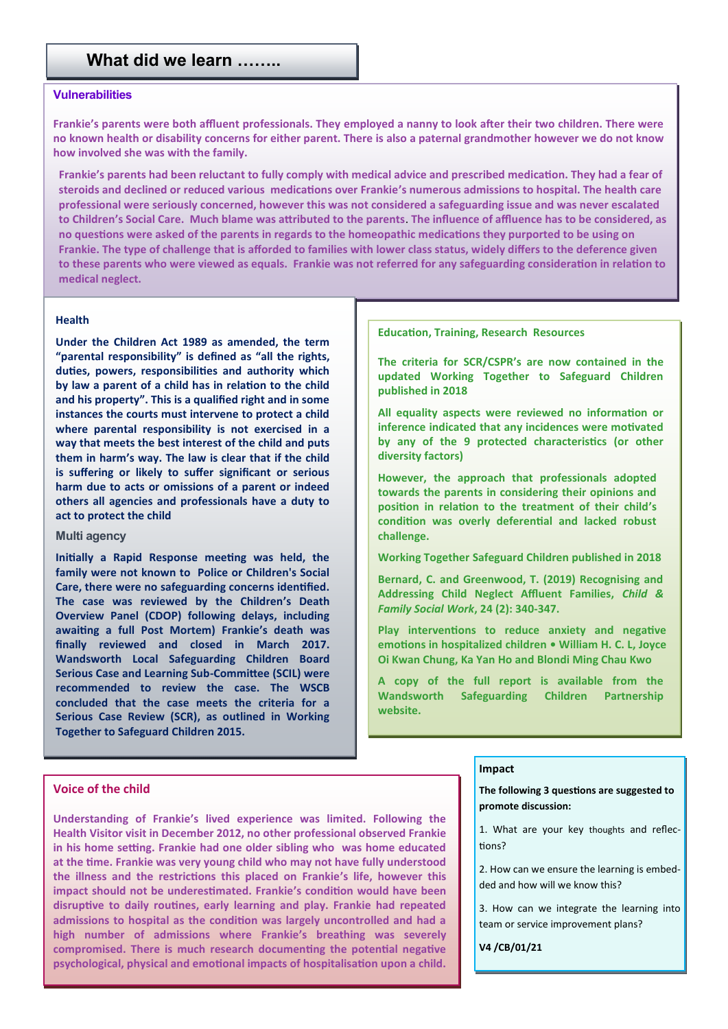# What did we learn ……..

## Vulnerabilities

**Frankie's parents were both affluent professionals. They employed a nanny to look after their two children. There were no known health or disability concerns for either parent. There is also a paternal grandmother however we do not know how involved she was with the family.**

**Frankie's parents had been reluctant to fully comply with medical advice and prescribed medication. They had a fear of steroids and declined or reduced various medications over Frankie's numerous admissions to hospital. The health care professional were seriously concerned, however this was not considered a safeguarding issue and was never escalated to Children's Social Care. Much blame was attributed to the parents. The influence of affluence has to be considered, as no questions were asked of the parents in regards to the homeopathic medications they purported to be using on Frankie. The type of challenge that is afforded to families with lower class status, widely differs to the deference given to these parents who were viewed as equals. Frankie was not referred for any safeguarding consideration in relation to medical neglect.**

## Health

**Under the Children Act 1989 as amended, the term "parental responsibility" is defined as "all the rights, duties, powers, responsibilities and authority which by law a parent of a child has in relation to the child and his property". This is a qualified right and in some instances the courts must intervene to protect a child where parental responsibility is not exercised in a way that meets the best interest of the child and puts them in harm's way. The law is clear that if the child is suffering or likely to suffer significant or serious harm due to acts or omissions of a parent or indeed others all agencies and professionals have a duty to act to protect the child**

### Multi agency

**Initially a Rapid Response meeting was held, the family were not known to Police or Children's Social Care, there were no safeguarding concerns identified. The case was reviewed by the Children's Death Overview Panel (CDOP) following delays, including awaiting a full Post Mortem) Frankie's death was finally reviewed and closed in March 2017. Wandsworth Local Safeguarding Children Board Serious Case and Learning Sub-Committee (SCIL) were recommended to review the case. The WSCB concluded that the case meets the criteria for a Serious Case Review (SCR), as outlined in Working Together to Safeguard Children 2015.**

## Education, Training, Research Resources

**The criteria for SCR/CSPR's are now contained in the updated Working Together to Safeguard Children published in 2018**

**All equality aspects were reviewed no information or inference indicated that any incidences were motivated by any of the 9 protected characteristics (or other diversity factors)**

**However, the approach that professionals adopted towards the parents in considering their opinions and position in relation to the treatment of their child's condition was overly deferential and lacked robust challenge.**

**Working Together Safeguard Children published in 2018**

**Bernard, C. and Greenwood, T. (2019) Recognising and Addressing Child Neglect Affluent Families, *Child & Family Social Work*, 24 (2): 340-347.**

**Play interventions to reduce anxiety and negative emotions in hospitalized children • William H. C. L, Joyce Oi Kwan Chung, Ka Yan Ho and Blondi Ming Chau Kwo**

**A copy of the full report is available from the Wandsworth Safeguarding Children Partnership website.**

## Voice of the child

**Understanding of Frankie's lived experience was limited. Following the Health Visitor visit in December 2012, no other professional observed Frankie in his home setting. Frankie had one older sibling who was home educated at the time. Frankie was very young child who may not have fully understood the illness and the restrictions this placed on Frankie's life, however this impact should not be underestimated. Frankie's condition would have been disruptive to daily routines, early learning and play. Frankie had repeated admissions to hospital as the condition was largely uncontrolled and had a high number of admissions where Frankie's breathing was severely compromised. There is much research documenting the potential negative psychological, physical and emotional impacts of hospitalisation upon a child.**

## Impact

**The following 3 questions are suggested to promote discussion:**

1. What are your key thoughts and reflections?
2. How can we ensure the learning is embedded and how will we know this?
3. How can we integrate the learning into team or service improvement plans?

**V4 /CB/01/21**